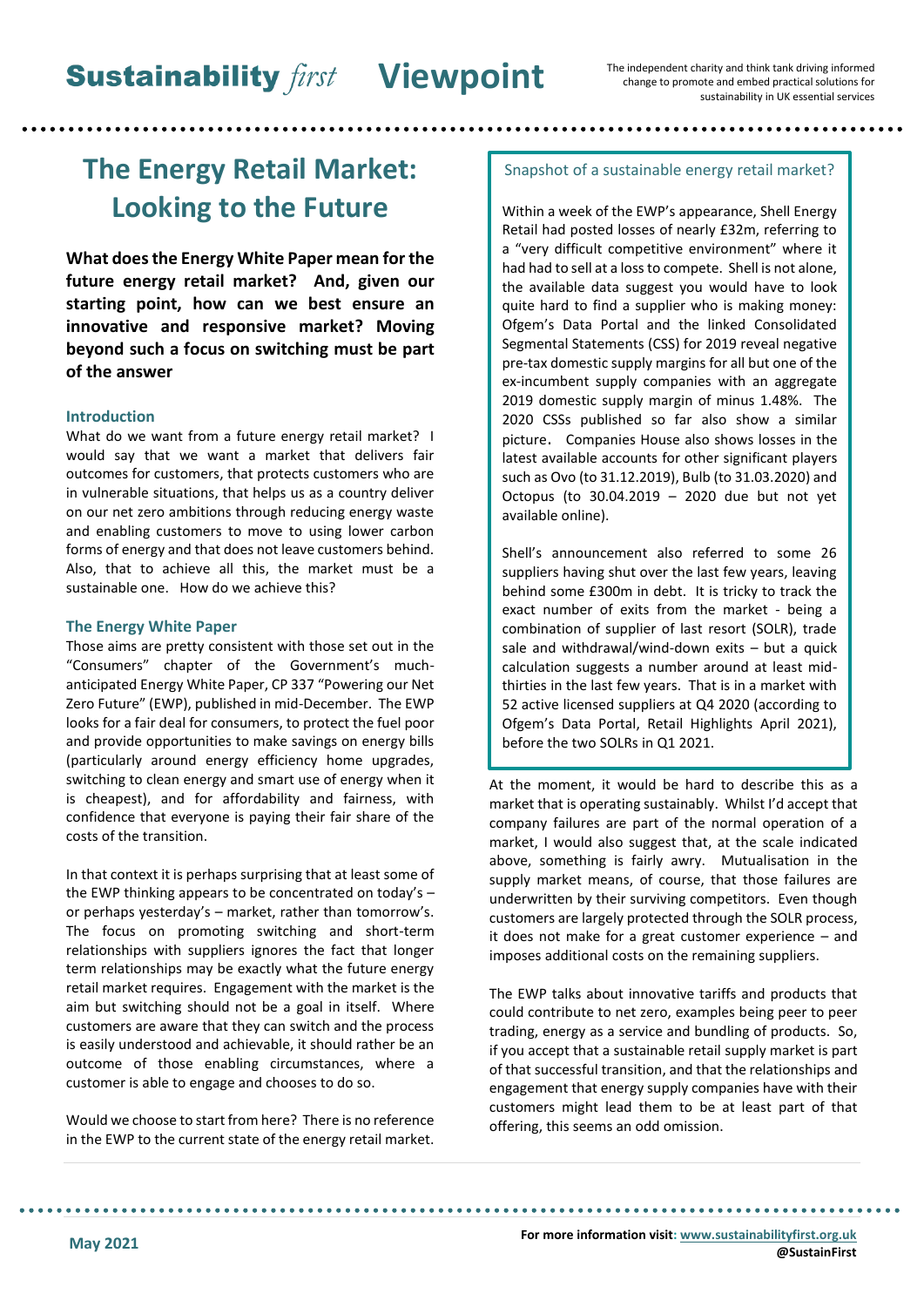# The Energy Retail Market: Looking to the Future

**What does the Energy White Paper mean for the future energy retail market? And, given our starting point, how can we best ensure an innovative and responsive market? Moving beyond such a focus on switching must be part of the answer**

## Introduction

What do we want from a future energy retail market? I would say that we want a market that delivers fair outcomes for customers, that protects customers who are in vulnerable situations, that helps us as a country deliver on our net zero ambitions through reducing energy waste and enabling customers to move to using lower carbon forms of energy and that does not leave customers behind. Also, that to achieve all this, the market must be a sustainable one. How do we achieve this?

## The Energy White Paper

Those aims are pretty consistent with those set out in the "Consumers" chapter of the Government's much-anticipated Energy White Paper, CP 337 "Powering our Net Zero Future" (EWP), published in mid-December. The EWP looks for a fair deal for consumers, to protect the fuel poor and provide opportunities to make savings on energy bills (particularly around energy efficiency home upgrades, switching to clean energy and smart use of energy when it is cheapest), and for affordability and fairness, with confidence that everyone is paying their fair share of the costs of the transition.

In that context it is perhaps surprising that at least some of the EWP thinking appears to be concentrated on today's – or perhaps yesterday's – market, rather than tomorrow's. The focus on promoting switching and short-term relationships with suppliers ignores the fact that longer term relationships may be exactly what the future energy retail market requires. Engagement with the market is the aim but switching should not be a goal in itself. Where customers are aware that they can switch and the process is easily understood and achievable, it should rather be an outcome of those enabling circumstances, where a customer is able to engage and chooses to do so.

Would we choose to start from here? There is no reference in the EWP to the current state of the energy retail market.

> **Snapshot of a sustainable energy retail market?**
>
> Within a week of the EWP's appearance, Shell Energy Retail had posted losses of nearly £32m, referring to a "very difficult competitive environment" where it had had to sell at a loss to compete. Shell is not alone, the available data suggest you would have to look quite hard to find a supplier who is making money: Ofgem's Data Portal and the linked Consolidated Segmental Statements (CSS) for 2019 reveal negative pre-tax domestic supply margins for all but one of the ex-incumbent supply companies with an aggregate 2019 domestic supply margin of minus 1.48%. The 2020 CSSs published so far also show a similar picture. Companies House also shows losses in the latest available accounts for other significant players such as Ovo (to 31.12.2019), Bulb (to 31.03.2020) and Octopus (to 30.04.2019 – 2020 due but not yet available online).
>
> Shell's announcement also referred to some 26 suppliers having shut over the last few years, leaving behind some £300m in debt. It is tricky to track the exact number of exits from the market - being a combination of supplier of last resort (SOLR), trade sale and withdrawal/wind-down exits – but a quick calculation suggests a number around at least mid-thirties in the last few years. That is in a market with 52 active licensed suppliers at Q4 2020 (according to Ofgem's Data Portal, Retail Highlights April 2021), before the two SOLRs in Q1 2021.

At the moment, it would be hard to describe this as a market that is operating sustainably. Whilst I'd accept that company failures are part of the normal operation of a market, I would also suggest that, at the scale indicated above, something is fairly awry. Mutualisation in the supply market means, of course, that those failures are underwritten by their surviving competitors. Even though customers are largely protected through the SOLR process, it does not make for a great customer experience – and imposes additional costs on the remaining suppliers.

The EWP talks about innovative tariffs and products that could contribute to net zero, examples being peer to peer trading, energy as a service and bundling of products. So, if you accept that a sustainable retail supply market is part of that successful transition, and that the relationships and engagement that energy supply companies have with their customers might lead them to be at least part of that offering, this seems an odd omission.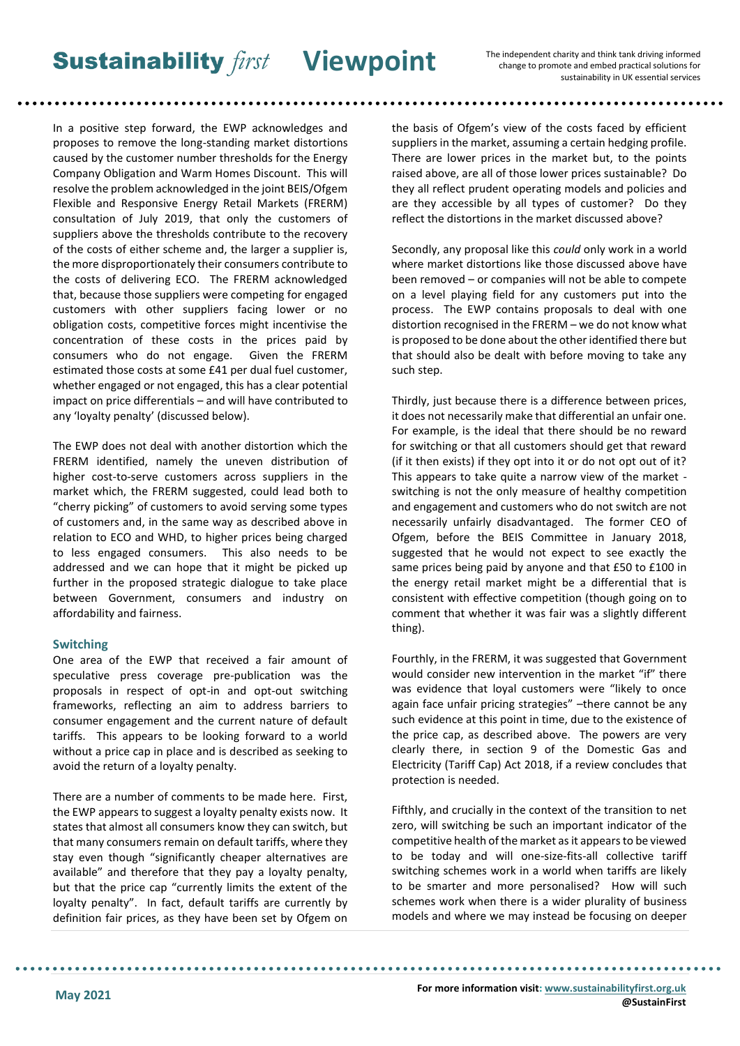In a positive step forward, the EWP acknowledges and proposes to remove the long-standing market distortions caused by the customer number thresholds for the Energy Company Obligation and Warm Homes Discount. This will resolve the problem acknowledged in the joint BEIS/Ofgem Flexible and Responsive Energy Retail Markets (FRERM) consultation of July 2019, that only the customers of suppliers above the thresholds contribute to the recovery of the costs of either scheme and, the larger a supplier is, the more disproportionately their consumers contribute to the costs of delivering ECO. The FRERM acknowledged that, because those suppliers were competing for engaged customers with other suppliers facing lower or no obligation costs, competitive forces might incentivise the concentration of these costs in the prices paid by consumers who do not engage. Given the FRERM estimated those costs at some £41 per dual fuel customer, whether engaged or not engaged, this has a clear potential impact on price differentials – and will have contributed to any 'loyalty penalty' (discussed below).

The EWP does not deal with another distortion which the FRERM identified, namely the uneven distribution of higher cost-to-serve customers across suppliers in the market which, the FRERM suggested, could lead both to "cherry picking" of customers to avoid serving some types of customers and, in the same way as described above in relation to ECO and WHD, to higher prices being charged to less engaged consumers. This also needs to be addressed and we can hope that it might be picked up further in the proposed strategic dialogue to take place between Government, consumers and industry on affordability and fairness.

### Switching

One area of the EWP that received a fair amount of speculative press coverage pre-publication was the proposals in respect of opt-in and opt-out switching frameworks, reflecting an aim to address barriers to consumer engagement and the current nature of default tariffs. This appears to be looking forward to a world without a price cap in place and is described as seeking to avoid the return of a loyalty penalty.

There are a number of comments to be made here. First, the EWP appears to suggest a loyalty penalty exists now. It states that almost all consumers know they can switch, but that many consumers remain on default tariffs, where they stay even though "significantly cheaper alternatives are available" and therefore that they pay a loyalty penalty, but that the price cap "currently limits the extent of the loyalty penalty". In fact, default tariffs are currently by definition fair prices, as they have been set by Ofgem on the basis of Ofgem's view of the costs faced by efficient suppliers in the market, assuming a certain hedging profile. There are lower prices in the market but, to the points raised above, are all of those lower prices sustainable? Do they all reflect prudent operating models and policies and are they accessible by all types of customer? Do they reflect the distortions in the market discussed above?

Secondly, any proposal like this *could* only work in a world where market distortions like those discussed above have been removed – or companies will not be able to compete on a level playing field for any customers put into the process. The EWP contains proposals to deal with one distortion recognised in the FRERM – we do not know what is proposed to be done about the other identified there but that should also be dealt with before moving to take any such step.

Thirdly, just because there is a difference between prices, it does not necessarily make that differential an unfair one. For example, is the ideal that there should be no reward for switching or that all customers should get that reward (if it then exists) if they opt into it or do not opt out of it? This appears to take quite a narrow view of the market - switching is not the only measure of healthy competition and engagement and customers who do not switch are not necessarily unfairly disadvantaged. The former CEO of Ofgem, before the BEIS Committee in January 2018, suggested that he would not expect to see exactly the same prices being paid by anyone and that £50 to £100 in the energy retail market might be a differential that is consistent with effective competition (though going on to comment that whether it was fair was a slightly different thing).

Fourthly, in the FRERM, it was suggested that Government would consider new intervention in the market "if" there was evidence that loyal customers were "likely to once again face unfair pricing strategies" –there cannot be any such evidence at this point in time, due to the existence of the price cap, as described above. The powers are very clearly there, in section 9 of the Domestic Gas and Electricity (Tariff Cap) Act 2018, if a review concludes that protection is needed.

Fifthly, and crucially in the context of the transition to net zero, will switching be such an important indicator of the competitive health of the market as it appears to be viewed to be today and will one-size-fits-all collective tariff switching schemes work in a world when tariffs are likely to be smarter and more personalised? How will such schemes work when there is a wider plurality of business models and where we may instead be focusing on deeper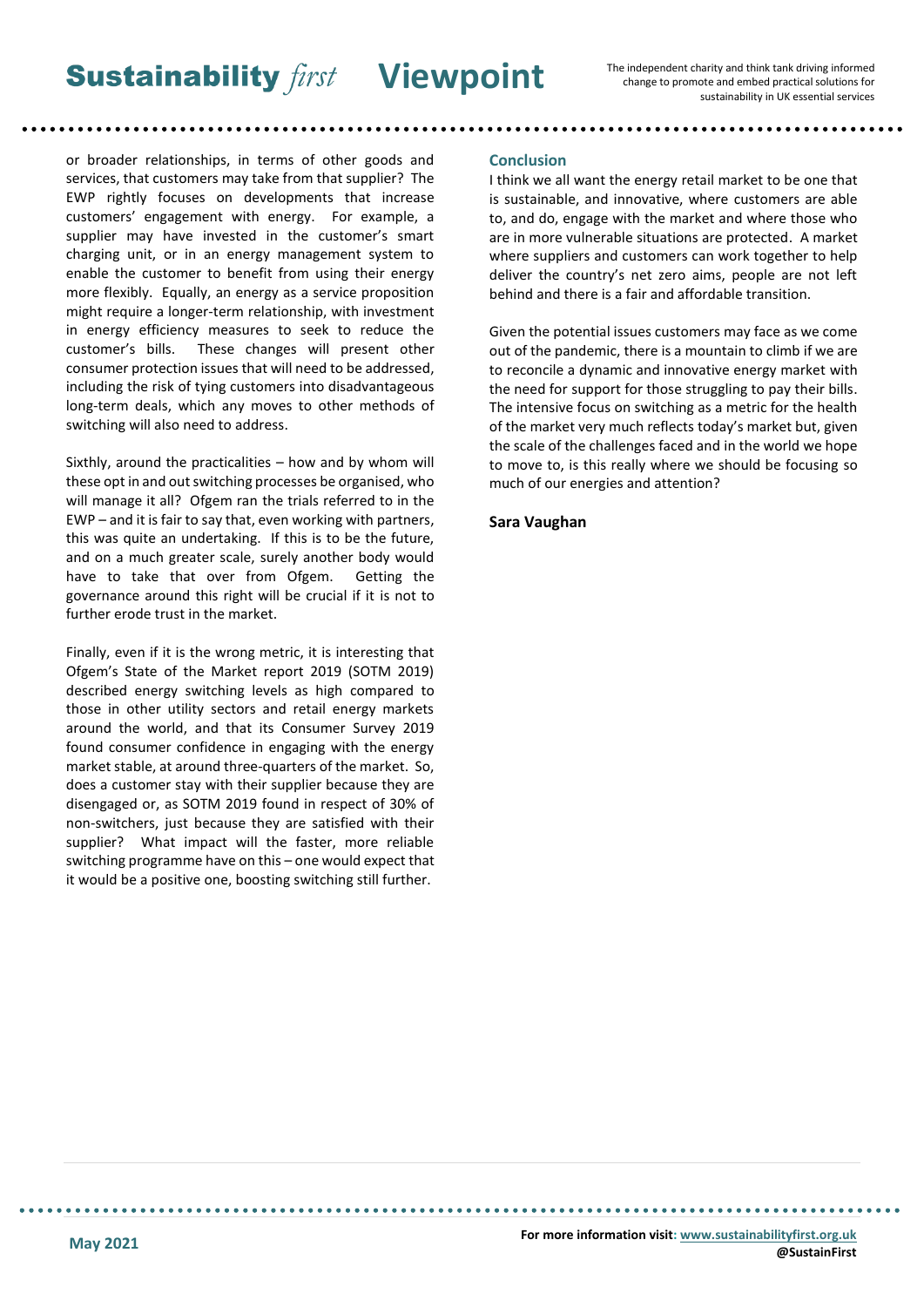or broader relationships, in terms of other goods and services, that customers may take from that supplier? The EWP rightly focuses on developments that increase customers' engagement with energy. For example, a supplier may have invested in the customer's smart charging unit, or in an energy management system to enable the customer to benefit from using their energy more flexibly. Equally, an energy as a service proposition might require a longer-term relationship, with investment in energy efficiency measures to seek to reduce the customer's bills. These changes will present other consumer protection issues that will need to be addressed, including the risk of tying customers into disadvantageous long-term deals, which any moves to other methods of switching will also need to address.

Sixthly, around the practicalities – how and by whom will these opt in and out switching processes be organised, who will manage it all? Ofgem ran the trials referred to in the EWP – and it is fair to say that, even working with partners, this was quite an undertaking. If this is to be the future, and on a much greater scale, surely another body would have to take that over from Ofgem. Getting the governance around this right will be crucial if it is not to further erode trust in the market.

Finally, even if it is the wrong metric, it is interesting that Ofgem's State of the Market report 2019 (SOTM 2019) described energy switching levels as high compared to those in other utility sectors and retail energy markets around the world, and that its Consumer Survey 2019 found consumer confidence in engaging with the energy market stable, at around three-quarters of the market. So, does a customer stay with their supplier because they are disengaged or, as SOTM 2019 found in respect of 30% of non-switchers, just because they are satisfied with their supplier? What impact will the faster, more reliable switching programme have on this – one would expect that it would be a positive one, boosting switching still further.

## Conclusion

I think we all want the energy retail market to be one that is sustainable, and innovative, where customers are able to, and do, engage with the market and where those who are in more vulnerable situations are protected. A market where suppliers and customers can work together to help deliver the country's net zero aims, people are not left behind and there is a fair and affordable transition.

Given the potential issues customers may face as we come out of the pandemic, there is a mountain to climb if we are to reconcile a dynamic and innovative energy market with the need for support for those struggling to pay their bills. The intensive focus on switching as a metric for the health of the market very much reflects today's market but, given the scale of the challenges faced and in the world we hope to move to, is this really where we should be focusing so much of our energies and attention?

**Sara Vaughan**